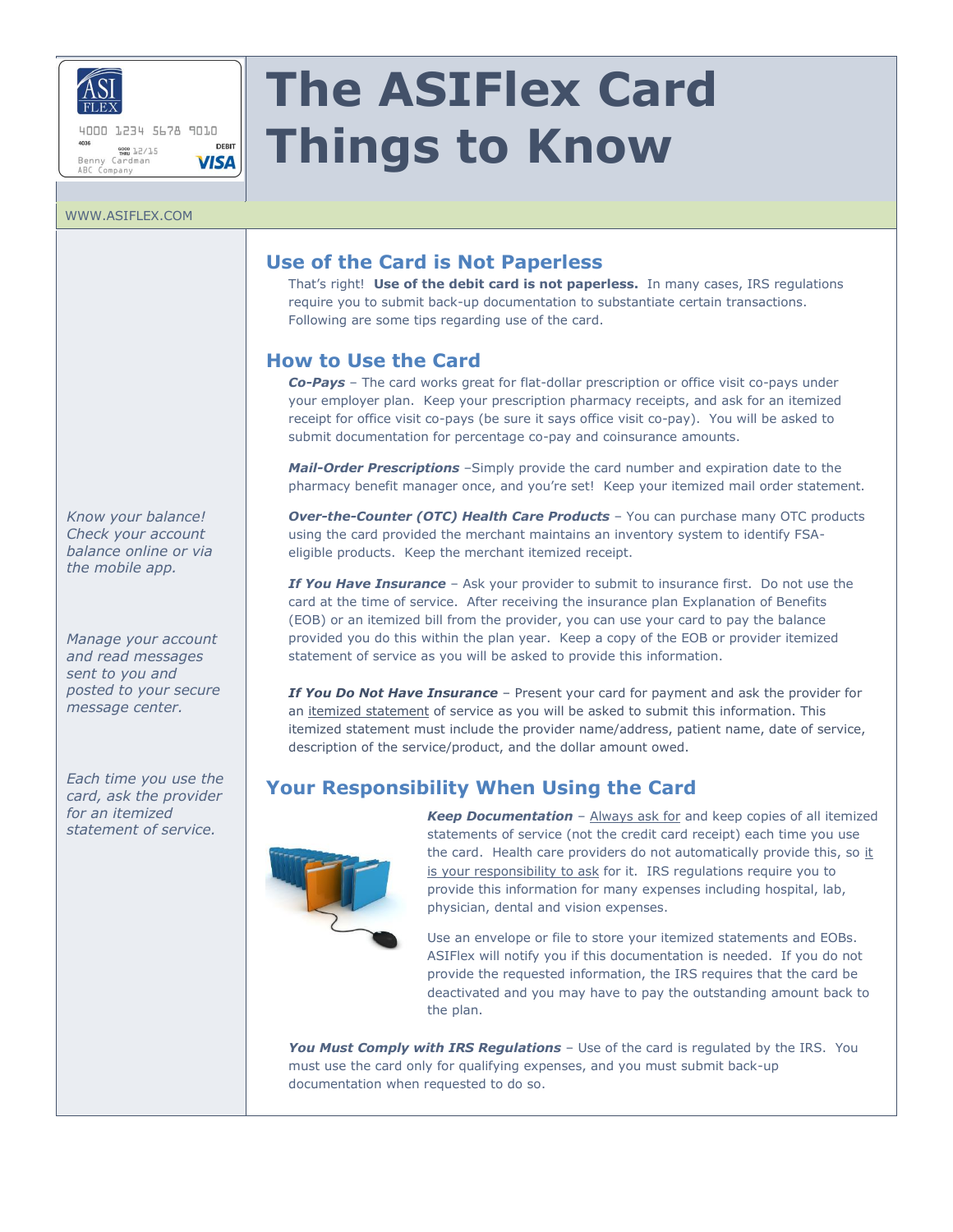# The ASIFlex Card Things to Know

WWW.ASIFLEX.COM

*Know your balance! Check your account balance online or via the mobile app.*

*Manage your account and read messages sent to you and posted to your secure message center.*

*Each time you use the card, ask the provider for an itemized statement of service.*

## Use of the Card is Not Paperless

That's right! **Use of the debit card is not paperless.** In many cases, IRS regulations require you to submit back-up documentation to substantiate certain transactions. Following are some tips regarding use of the card.

## How to Use the Card

***Co-Pays*** – The card works great for flat-dollar prescription or office visit co-pays under your employer plan. Keep your prescription pharmacy receipts, and ask for an itemized receipt for office visit co-pays (be sure it says office visit co-pay). You will be asked to submit documentation for percentage co-pay and coinsurance amounts.

***Mail-Order Prescriptions*** –Simply provide the card number and expiration date to the pharmacy benefit manager once, and you're set! Keep your itemized mail order statement.

***Over-the-Counter (OTC) Health Care Products*** – You can purchase many OTC products using the card provided the merchant maintains an inventory system to identify FSA-eligible products. Keep the merchant itemized receipt.

***If You Have Insurance*** – Ask your provider to submit to insurance first. Do not use the card at the time of service. After receiving the insurance plan Explanation of Benefits (EOB) or an itemized bill from the provider, you can use your card to pay the balance provided you do this within the plan year. Keep a copy of the EOB or provider itemized statement of service as you will be asked to provide this information.

***If You Do Not Have Insurance*** – Present your card for payment and ask the provider for an itemized statement of service as you will be asked to submit this information. This itemized statement must include the provider name/address, patient name, date of service, description of the service/product, and the dollar amount owed.

## Your Responsibility When Using the Card

***Keep Documentation*** – Always ask for and keep copies of all itemized statements of service (not the credit card receipt) each time you use the card. Health care providers do not automatically provide this, so it is your responsibility to ask for it. IRS regulations require you to provide this information for many expenses including hospital, lab, physician, dental and vision expenses.

Use an envelope or file to store your itemized statements and EOBs. ASIFlex will notify you if this documentation is needed. If you do not provide the requested information, the IRS requires that the card be deactivated and you may have to pay the outstanding amount back to the plan.

***You Must Comply with IRS Regulations*** – Use of the card is regulated by the IRS. You must use the card only for qualifying expenses, and you must submit back-up documentation when requested to do so.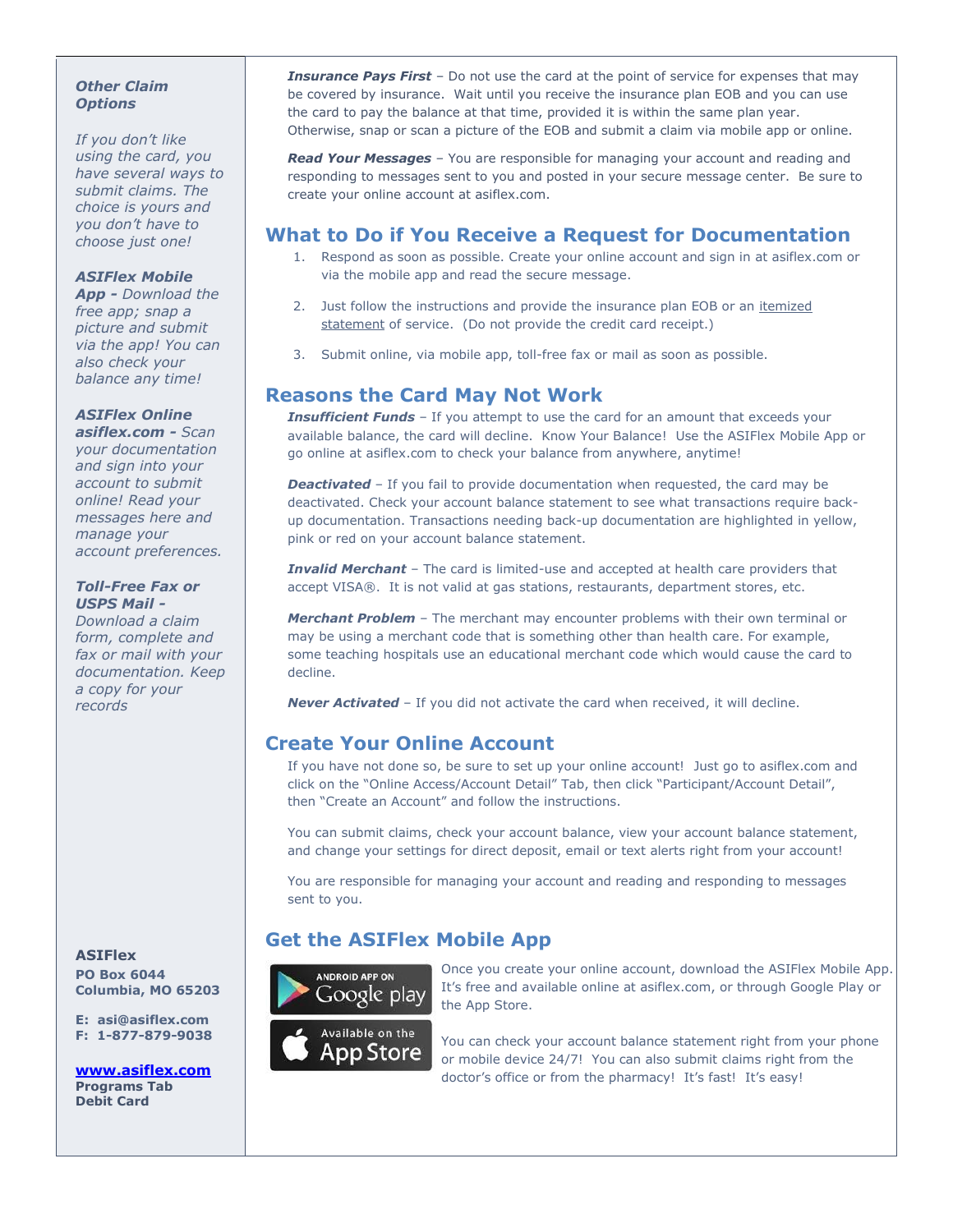***Other Claim Options***

*If you don't like using the card, you have several ways to submit claims. The choice is yours and you don't have to choose just one!*

***ASIFlex Mobile App -*** *Download the free app; snap a picture and submit via the app! You can also check your balance any time!*

***ASIFlex Online asiflex.com -*** *Scan your documentation and sign into your account to submit online! Read your messages here and manage your account preferences.*

***Toll-Free Fax or USPS Mail -*** *Download a claim form, complete and fax or mail with your documentation. Keep a copy for your records*

**ASIFlex**
**PO Box 6044**
**Columbia, MO 65203**

**E: asi@asiflex.com**
**F: 1-877-879-9038**

**www.asiflex.com**
**Programs Tab**
**Debit Card**

***Insurance Pays First*** – Do not use the card at the point of service for expenses that may be covered by insurance. Wait until you receive the insurance plan EOB and you can use the card to pay the balance at that time, provided it is within the same plan year. Otherwise, snap or scan a picture of the EOB and submit a claim via mobile app or online.

***Read Your Messages*** – You are responsible for managing your account and reading and responding to messages sent to you and posted in your secure message center. Be sure to create your online account at asiflex.com.

## What to Do if You Receive a Request for Documentation

1. Respond as soon as possible. Create your online account and sign in at asiflex.com or via the mobile app and read the secure message.
2. Just follow the instructions and provide the insurance plan EOB or an itemized statement of service. (Do not provide the credit card receipt.)
3. Submit online, via mobile app, toll-free fax or mail as soon as possible.

## Reasons the Card May Not Work

***Insufficient Funds*** – If you attempt to use the card for an amount that exceeds your available balance, the card will decline. Know Your Balance! Use the ASIFlex Mobile App or go online at asiflex.com to check your balance from anywhere, anytime!

***Deactivated*** – If you fail to provide documentation when requested, the card may be deactivated. Check your account balance statement to see what transactions require back-up documentation. Transactions needing back-up documentation are highlighted in yellow, pink or red on your account balance statement.

***Invalid Merchant*** – The card is limited-use and accepted at health care providers that accept VISA®. It is not valid at gas stations, restaurants, department stores, etc.

***Merchant Problem*** – The merchant may encounter problems with their own terminal or may be using a merchant code that is something other than health care. For example, some teaching hospitals use an educational merchant code which would cause the card to decline.

***Never Activated*** – If you did not activate the card when received, it will decline.

## Create Your Online Account

If you have not done so, be sure to set up your online account! Just go to asiflex.com and click on the "Online Access/Account Detail" Tab, then click "Participant/Account Detail", then "Create an Account" and follow the instructions.

You can submit claims, check your account balance, view your account balance statement, and change your settings for direct deposit, email or text alerts right from your account!

You are responsible for managing your account and reading and responding to messages sent to you.

## Get the ASIFlex Mobile App

ANDROID APP ON Google play

Available on the App Store

Once you create your online account, download the ASIFlex Mobile App. It's free and available online at asiflex.com, or through Google Play or the App Store.

You can check your account balance statement right from your phone or mobile device 24/7! You can also submit claims right from the doctor's office or from the pharmacy! It's fast! It's easy!